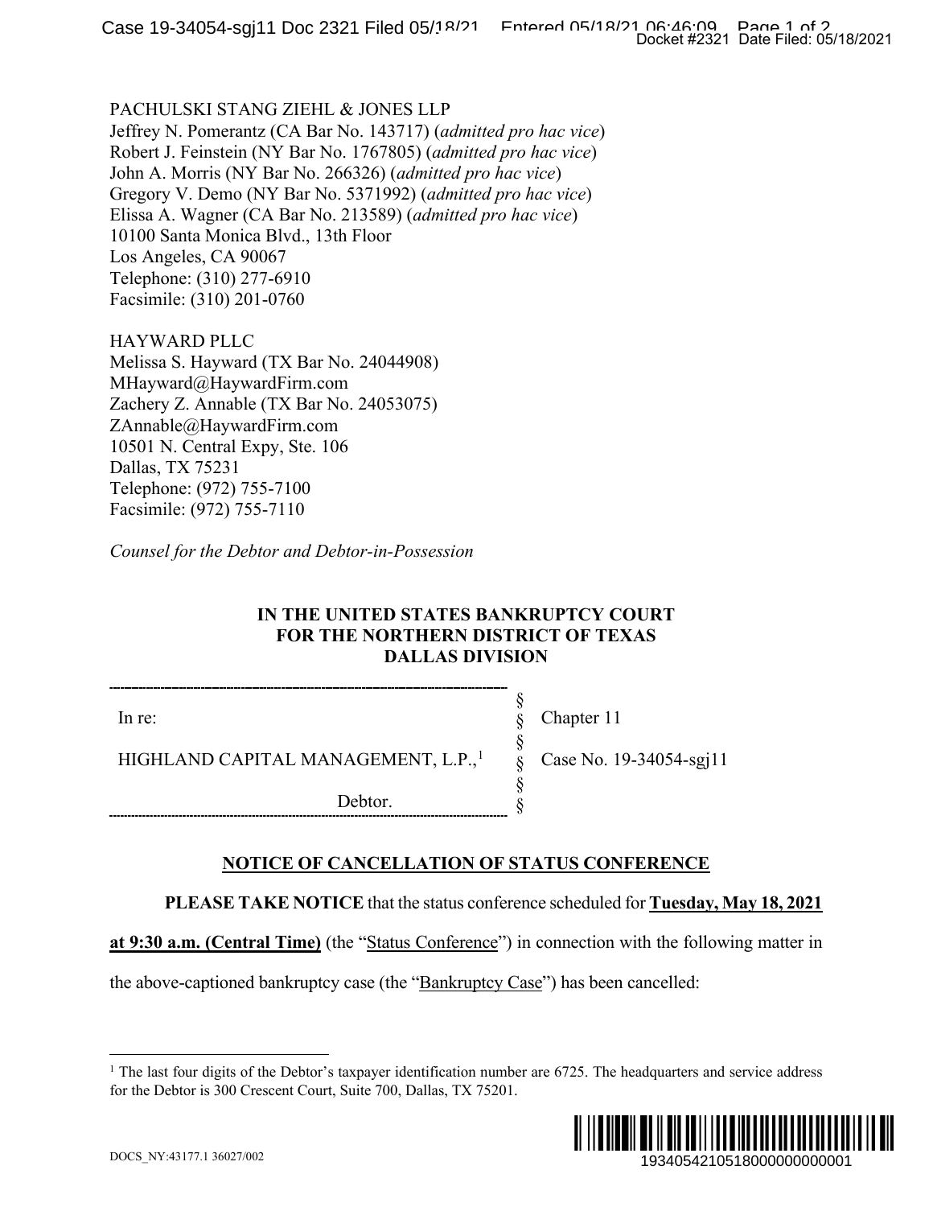PACHULSKI STANG ZIEHL & JONES LLP
Jeffrey N. Pomerantz (CA Bar No. 143717) (*admitted pro hac vice*)
Robert J. Feinstein (NY Bar No. 1767805) (*admitted pro hac vice*)
John A. Morris (NY Bar No. 266326) (*admitted pro hac vice*)
Gregory V. Demo (NY Bar No. 5371992) (*admitted pro hac vice*)
Elissa A. Wagner (CA Bar No. 213589) (*admitted pro hac vice*)
10100 Santa Monica Blvd., 13th Floor
Los Angeles, CA 90067
Telephone: (310) 277-6910
Facsimile: (310) 201-0760

HAYWARD PLLC
Melissa S. Hayward (TX Bar No. 24044908)
MHayward@HaywardFirm.com
Zachery Z. Annable (TX Bar No. 24053075)
ZAnnable@HaywardFirm.com
10501 N. Central Expy, Ste. 106
Dallas, TX 75231
Telephone: (972) 755-7100
Facsimile: (972) 755-7110

*Counsel for the Debtor and Debtor-in-Possession*

**IN THE UNITED STATES BANKRUPTCY COURT**
**FOR THE NORTHERN DISTRICT OF TEXAS**
**DALLAS DIVISION**

| | | |
|---|---|---|
| In re: | § | Chapter 11 |
| HIGHLAND CAPITAL MANAGEMENT, L.P.,[1] | § | Case No. 19-34054-sgj11 |
| Debtor. | § | |

## NOTICE OF CANCELLATION OF STATUS CONFERENCE

**PLEASE TAKE NOTICE** that the status conference scheduled for **Tuesday, May 18, 2021 at 9:30 a.m. (Central Time)** (the "Status Conference") in connection with the following matter in the above-captioned bankruptcy case (the "Bankruptcy Case") has been cancelled:

[1] The last four digits of the Debtor's taxpayer identification number are 6725. The headquarters and service address for the Debtor is 300 Crescent Court, Suite 700, Dallas, TX 75201.

DOCS_NY:43177.1 36027/002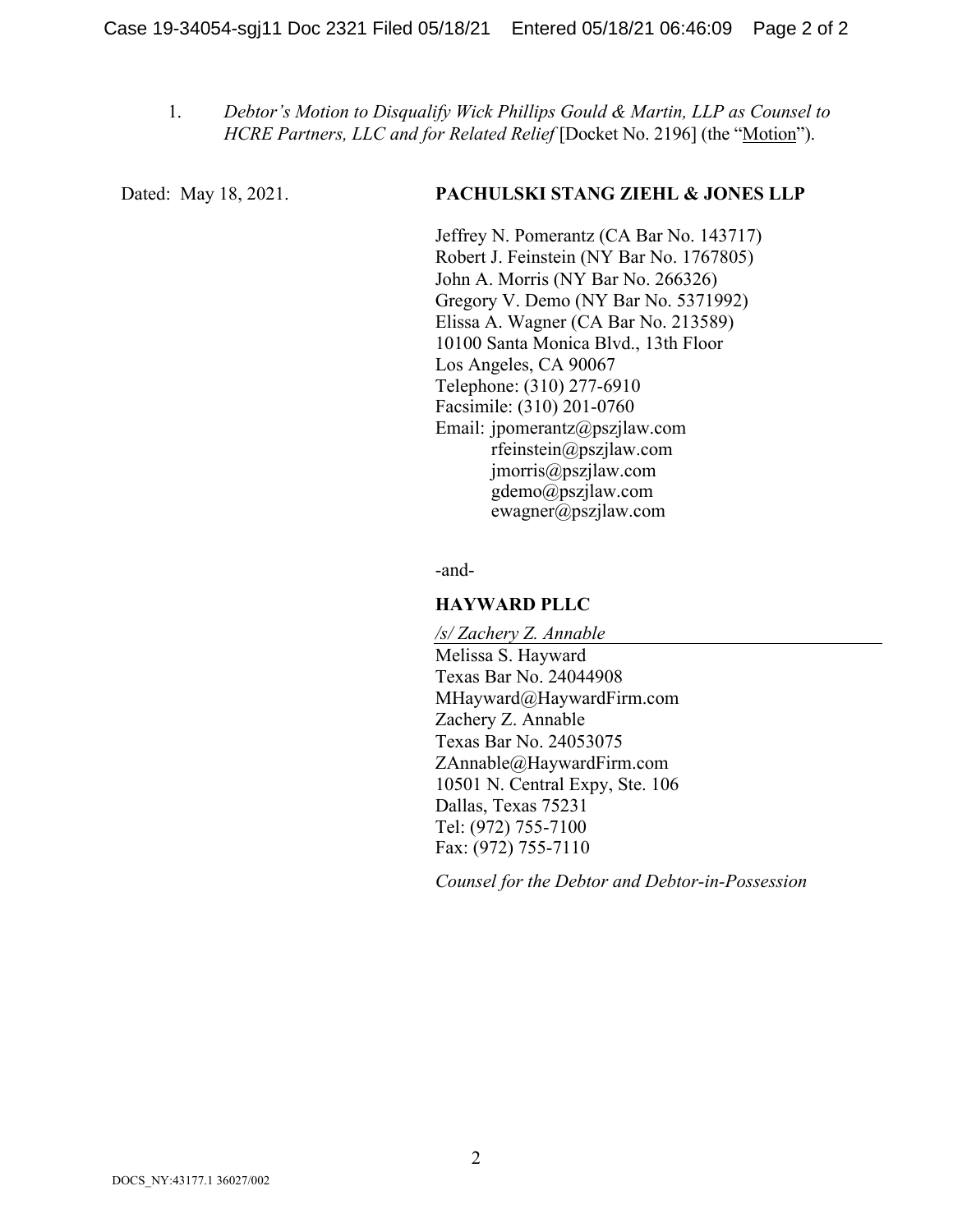1. *Debtor's Motion to Disqualify Wick Phillips Gould & Martin, LLP as Counsel to HCRE Partners, LLC and for Related Relief* [Docket No. 2196] (the "Motion").

Dated: May 18, 2021.

**PACHULSKI STANG ZIEHL & JONES LLP**

Jeffrey N. Pomerantz (CA Bar No. 143717)
Robert J. Feinstein (NY Bar No. 1767805)
John A. Morris (NY Bar No. 266326)
Gregory V. Demo (NY Bar No. 5371992)
Elissa A. Wagner (CA Bar No. 213589)
10100 Santa Monica Blvd., 13th Floor
Los Angeles, CA 90067
Telephone: (310) 277-6910
Facsimile: (310) 201-0760
Email: jpomerantz@pszjlaw.com
rfeinstein@pszjlaw.com
jmorris@pszjlaw.com
gdemo@pszjlaw.com
ewagner@pszjlaw.com

-and-

**HAYWARD PLLC**

*/s/ Zachery Z. Annable*
Melissa S. Hayward
Texas Bar No. 24044908
MHayward@HaywardFirm.com
Zachery Z. Annable
Texas Bar No. 24053075
ZAnnable@HaywardFirm.com
10501 N. Central Expy, Ste. 106
Dallas, Texas 75231
Tel: (972) 755-7100
Fax: (972) 755-7110

*Counsel for the Debtor and Debtor-in-Possession*

DOCS_NY:43177.1 36027/002